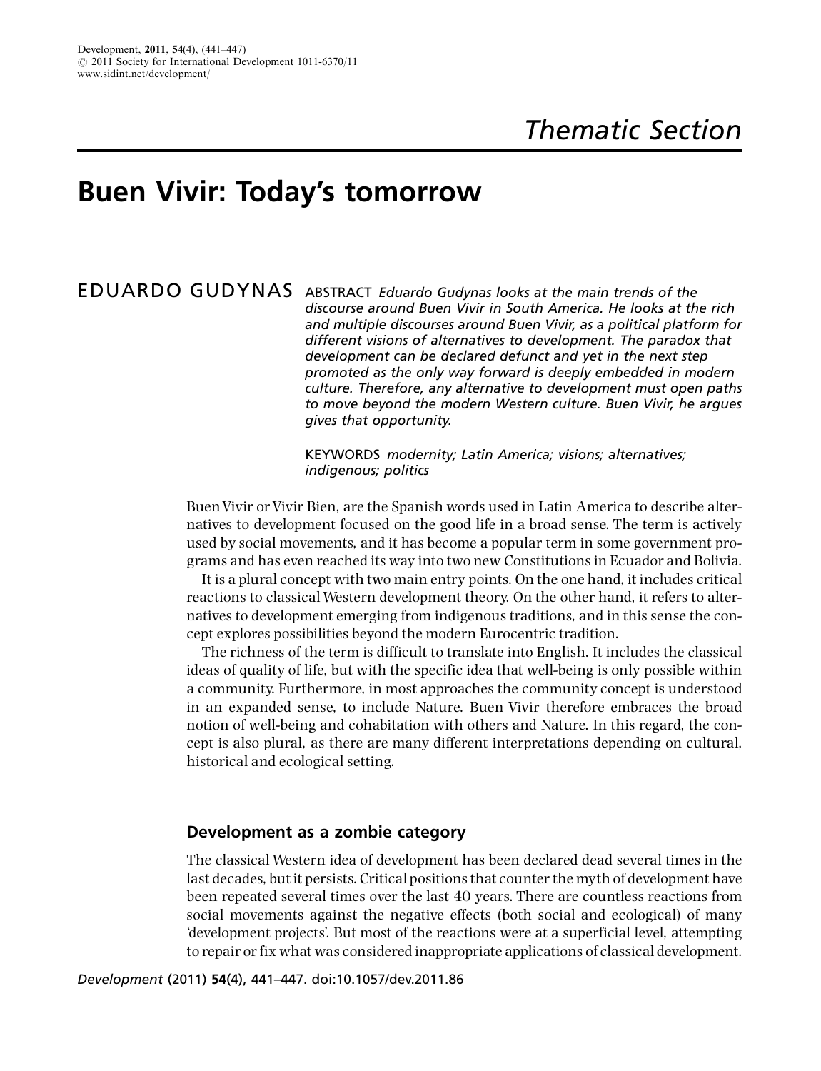Thematic Section

# Buen Vivir: Today's tomorrow

EDUARDO GUDYNAS

ABSTRACT *Eduardo Gudynas looks at the main trends of the discourse around Buen Vivir in South America. He looks at the rich and multiple discourses around Buen Vivir, as a political platform for different visions of alternatives to development. The paradox that development can be declared defunct and yet in the next step promoted as the only way forward is deeply embedded in modern culture. Therefore, any alternative to development must open paths to move beyond the modern Western culture. Buen Vivir, he argues gives that opportunity.*

KEYWORDS *modernity; Latin America; visions; alternatives; indigenous; politics*

Buen Vivir or Vivir Bien, are the Spanish words used in Latin America to describe alternatives to development focused on the good life in a broad sense. The term is actively used by social movements, and it has become a popular term in some government programs and has even reached its way into two new Constitutions in Ecuador and Bolivia.

It is a plural concept with two main entry points. On the one hand, it includes critical reactions to classical Western development theory. On the other hand, it refers to alternatives to development emerging from indigenous traditions, and in this sense the concept explores possibilities beyond the modern Eurocentric tradition.

The richness of the term is difficult to translate into English. It includes the classical ideas of quality of life, but with the specific idea that well-being is only possible within a community. Furthermore, in most approaches the community concept is understood in an expanded sense, to include Nature. Buen Vivir therefore embraces the broad notion of well-being and cohabitation with others and Nature. In this regard, the concept is also plural, as there are many different interpretations depending on cultural, historical and ecological setting.

## Development as a zombie category

The classical Western idea of development has been declared dead several times in the last decades, but it persists. Critical positions that counter the myth of development have been repeated several times over the last 40 years. There are countless reactions from social movements against the negative effects (both social and ecological) of many 'development projects'. But most of the reactions were at a superficial level, attempting to repair or fix what was considered inappropriate applications of classical development.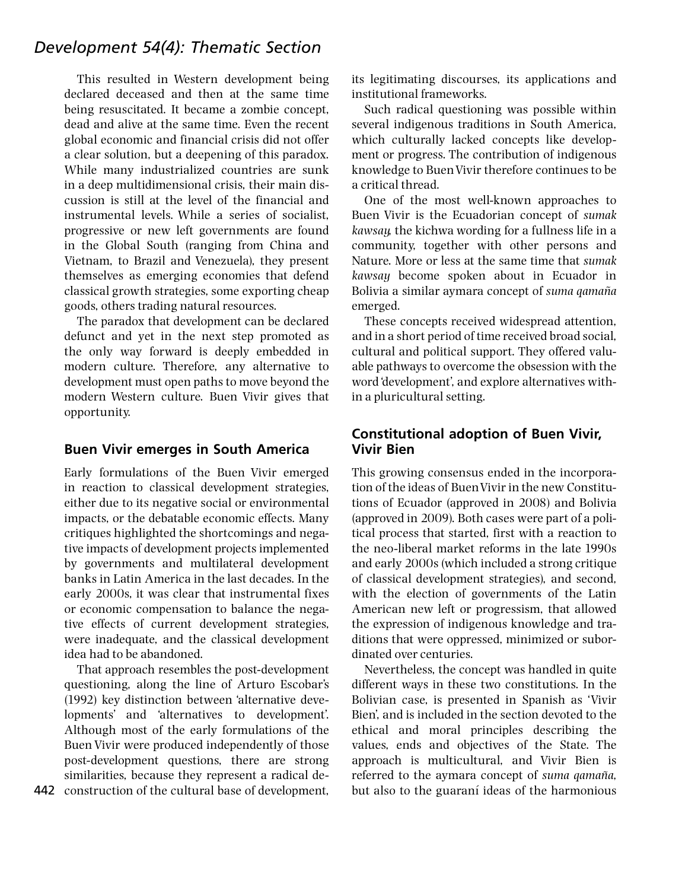This resulted in Western development being declared deceased and then at the same time being resuscitated. It became a zombie concept, dead and alive at the same time. Even the recent global economic and financial crisis did not offer a clear solution, but a deepening of this paradox. While many industrialized countries are sunk in a deep multidimensional crisis, their main discussion is still at the level of the financial and instrumental levels. While a series of socialist, progressive or new left governments are found in the Global South (ranging from China and Vietnam, to Brazil and Venezuela), they present themselves as emerging economies that defend classical growth strategies, some exporting cheap goods, others trading natural resources.

The paradox that development can be declared defunct and yet in the next step promoted as the only way forward is deeply embedded in modern culture. Therefore, any alternative to development must open paths to move beyond the modern Western culture. Buen Vivir gives that opportunity.

## Buen Vivir emerges in South America

Early formulations of the Buen Vivir emerged in reaction to classical development strategies, either due to its negative social or environmental impacts, or the debatable economic effects. Many critiques highlighted the shortcomings and negative impacts of development projects implemented by governments and multilateral development banks in Latin America in the last decades. In the early 2000s, it was clear that instrumental fixes or economic compensation to balance the negative effects of current development strategies, were inadequate, and the classical development idea had to be abandoned.

That approach resembles the post-development questioning, along the line of Arturo Escobar's (1992) key distinction between 'alternative developments' and 'alternatives to development'. Although most of the early formulations of the Buen Vivir were produced independently of those post-development questions, there are strong similarities, because they represent a radical deconstruction of the cultural base of development, its legitimating discourses, its applications and institutional frameworks.

Such radical questioning was possible within several indigenous traditions in South America, which culturally lacked concepts like development or progress. The contribution of indigenous knowledge to Buen Vivir therefore continues to be a critical thread.

One of the most well-known approaches to Buen Vivir is the Ecuadorian concept of *sumak kawsay*, the kichwa wording for a fullness life in a community, together with other persons and Nature. More or less at the same time that *sumak kawsay* become spoken about in Ecuador in Bolivia a similar aymara concept of *suma qamaña* emerged.

These concepts received widespread attention, and in a short period of time received broad social, cultural and political support. They offered valuable pathways to overcome the obsession with the word 'development', and explore alternatives within a pluricultural setting.

## Constitutional adoption of Buen Vivir, Vivir Bien

This growing consensus ended in the incorporation of the ideas of Buen Vivir in the new Constitutions of Ecuador (approved in 2008) and Bolivia (approved in 2009). Both cases were part of a political process that started, first with a reaction to the neo-liberal market reforms in the late 1990s and early 2000s (which included a strong critique of classical development strategies), and second, with the election of governments of the Latin American new left or progressism, that allowed the expression of indigenous knowledge and traditions that were oppressed, minimized or subordinated over centuries.

Nevertheless, the concept was handled in quite different ways in these two constitutions. In the Bolivian case, is presented in Spanish as 'Vivir Bien', and is included in the section devoted to the ethical and moral principles describing the values, ends and objectives of the State. The approach is multicultural, and Vivir Bien is referred to the aymara concept of *suma qamaña*, but also to the guaraní ideas of the harmonious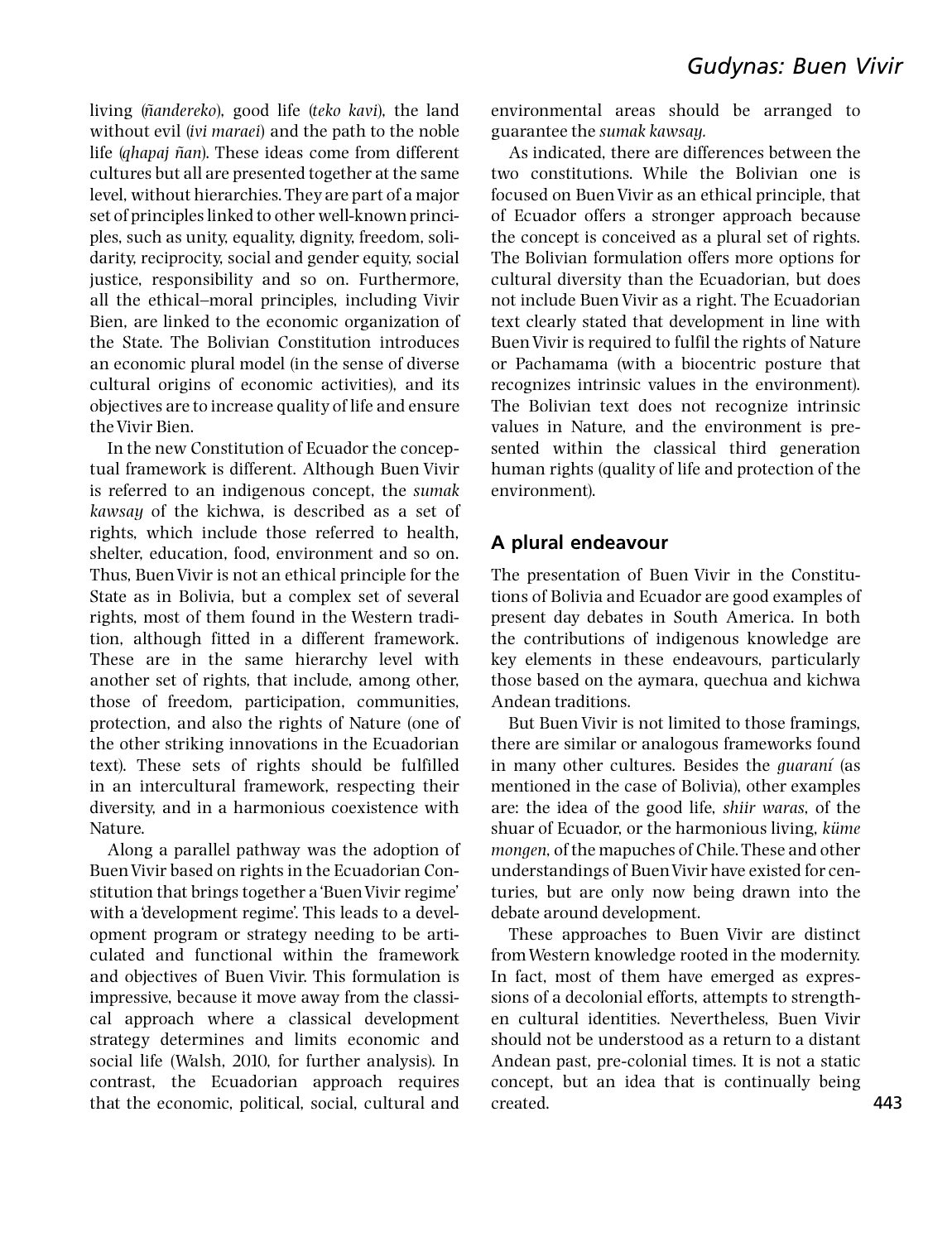living (*ñandereko*), good life (*teko kavi*), the land without evil (*ivi maraei*) and the path to the noble life (*qhapaj ñan*). These ideas come from different cultures but all are presented together at the same level, without hierarchies. They are part of a major set of principles linked to other well-known principles, such as unity, equality, dignity, freedom, solidarity, reciprocity, social and gender equity, social justice, responsibility and so on. Furthermore, all the ethical–moral principles, including Vivir Bien, are linked to the economic organization of the State. The Bolivian Constitution introduces an economic plural model (in the sense of diverse cultural origins of economic activities), and its objectives are to increase quality of life and ensure the Vivir Bien.

In the new Constitution of Ecuador the conceptual framework is different. Although Buen Vivir is referred to an indigenous concept, the *sumak kawsay* of the kichwa, is described as a set of rights, which include those referred to health, shelter, education, food, environment and so on. Thus, Buen Vivir is not an ethical principle for the State as in Bolivia, but a complex set of several rights, most of them found in the Western tradition, although fitted in a different framework. These are in the same hierarchy level with another set of rights, that include, among other, those of freedom, participation, communities, protection, and also the rights of Nature (one of the other striking innovations in the Ecuadorian text). These sets of rights should be fulfilled in an intercultural framework, respecting their diversity, and in a harmonious coexistence with Nature.

Along a parallel pathway was the adoption of Buen Vivir based on rights in the Ecuadorian Constitution that brings together a 'Buen Vivir regime' with a 'development regime'. This leads to a development program or strategy needing to be articulated and functional within the framework and objectives of Buen Vivir. This formulation is impressive, because it move away from the classical approach where a classical development strategy determines and limits economic and social life (Walsh, 2010, for further analysis). In contrast, the Ecuadorian approach requires that the economic, political, social, cultural and environmental areas should be arranged to guarantee the *sumak kawsay*.

As indicated, there are differences between the two constitutions. While the Bolivian one is focused on Buen Vivir as an ethical principle, that of Ecuador offers a stronger approach because the concept is conceived as a plural set of rights. The Bolivian formulation offers more options for cultural diversity than the Ecuadorian, but does not include Buen Vivir as a right. The Ecuadorian text clearly stated that development in line with Buen Vivir is required to fulfil the rights of Nature or Pachamama (with a biocentric posture that recognizes intrinsic values in the environment). The Bolivian text does not recognize intrinsic values in Nature, and the environment is presented within the classical third generation human rights (quality of life and protection of the environment).

## A plural endeavour

The presentation of Buen Vivir in the Constitutions of Bolivia and Ecuador are good examples of present day debates in South America. In both the contributions of indigenous knowledge are key elements in these endeavours, particularly those based on the aymara, quechua and kichwa Andean traditions.

But Buen Vivir is not limited to those framings, there are similar or analogous frameworks found in many other cultures. Besides the *guaraní* (as mentioned in the case of Bolivia), other examples are: the idea of the good life, *shiir waras*, of the shuar of Ecuador, or the harmonious living, *küme mongen*, of the mapuches of Chile. These and other understandings of Buen Vivir have existed for centuries, but are only now being drawn into the debate around development.

These approaches to Buen Vivir are distinct from Western knowledge rooted in the modernity. In fact, most of them have emerged as expressions of a decolonial efforts, attempts to strengthen cultural identities. Nevertheless, Buen Vivir should not be understood as a return to a distant Andean past, pre-colonial times. It is not a static concept, but an idea that is continually being created.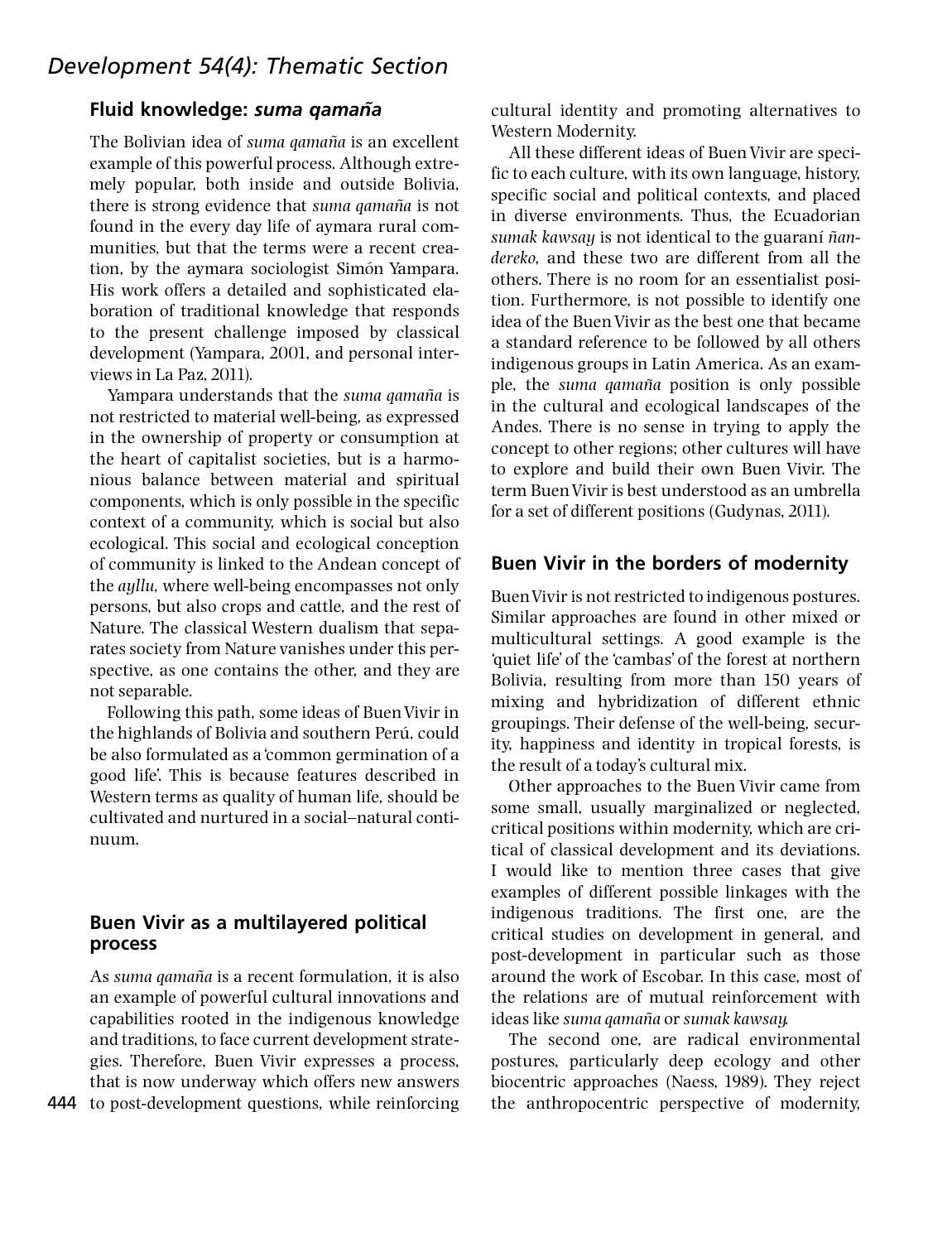## Fluid knowledge: *suma qamaña*

The Bolivian idea of *suma qamaña* is an excellent example of this powerful process. Although extremely popular, both inside and outside Bolivia, there is strong evidence that *suma qamaña* is not found in the every day life of aymara rural communities, but that the terms were a recent creation, by the aymara sociologist Simón Yampara. His work offers a detailed and sophisticated elaboration of traditional knowledge that responds to the present challenge imposed by classical development (Yampara, 2001, and personal interviews in La Paz, 2011).

Yampara understands that the *suma qamaña* is not restricted to material well-being, as expressed in the ownership of property or consumption at the heart of capitalist societies, but is a harmonious balance between material and spiritual components, which is only possible in the specific context of a community, which is social but also ecological. This social and ecological conception of community is linked to the Andean concept of the *ayllu*, where well-being encompasses not only persons, but also crops and cattle, and the rest of Nature. The classical Western dualism that separates society from Nature vanishes under this perspective, as one contains the other, and they are not separable.

Following this path, some ideas of Buen Vivir in the highlands of Bolivia and southern Perú, could be also formulated as a 'common germination of a good life'. This is because features described in Western terms as quality of human life, should be cultivated and nurtured in a social–natural continuum.

## Buen Vivir as a multilayered political process

As *suma qamaña* is a recent formulation, it is also an example of powerful cultural innovations and capabilities rooted in the indigenous knowledge and traditions, to face current development strategies. Therefore, Buen Vivir expresses a process, that is now underway which offers new answers to post-development questions, while reinforcing cultural identity and promoting alternatives to Western Modernity.

All these different ideas of Buen Vivir are specific to each culture, with its own language, history, specific social and political contexts, and placed in diverse environments. Thus, the Ecuadorian *sumak kawsay* is not identical to the guaraní *ñandereko*, and these two are different from all the others. There is no room for an essentialist position. Furthermore, is not possible to identify one idea of the Buen Vivir as the best one that became a standard reference to be followed by all others indigenous groups in Latin America. As an example, the *suma qamaña* position is only possible in the cultural and ecological landscapes of the Andes. There is no sense in trying to apply the concept to other regions; other cultures will have to explore and build their own Buen Vivir. The term Buen Vivir is best understood as an umbrella for a set of different positions (Gudynas, 2011).

## Buen Vivir in the borders of modernity

Buen Vivir is not restricted to indigenous postures. Similar approaches are found in other mixed or multicultural settings. A good example is the 'quiet life' of the 'cambas' of the forest at northern Bolivia, resulting from more than 150 years of mixing and hybridization of different ethnic groupings. Their defense of the well-being, security, happiness and identity in tropical forests, is the result of a today's cultural mix.

Other approaches to the Buen Vivir came from some small, usually marginalized or neglected, critical positions within modernity, which are critical of classical development and its deviations. I would like to mention three cases that give examples of different possible linkages with the indigenous traditions. The first one, are the critical studies on development in general, and post-development in particular such as those around the work of Escobar. In this case, most of the relations are of mutual reinforcement with ideas like *suma qamaña* or *sumak kawsay*.

The second one, are radical environmental postures, particularly deep ecology and other biocentric approaches (Naess, 1989). They reject the anthropocentric perspective of modernity,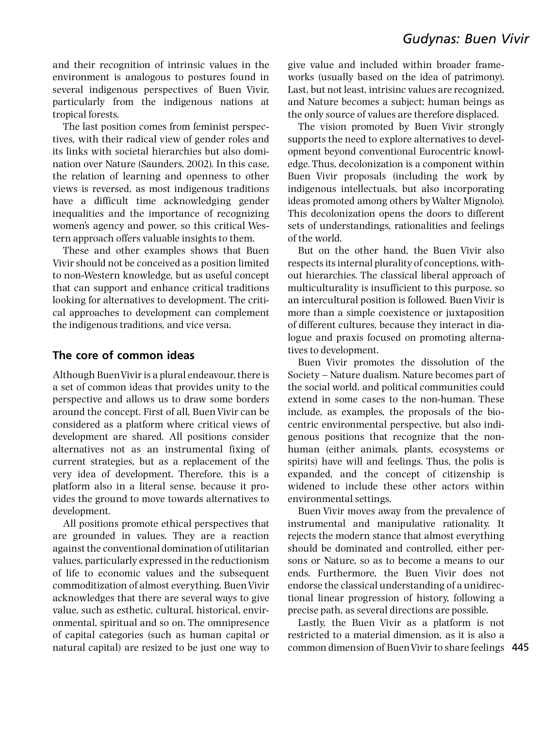and their recognition of intrinsic values in the environment is analogous to postures found in several indigenous perspectives of Buen Vivir, particularly from the indigenous nations at tropical forests.

The last position comes from feminist perspectives, with their radical view of gender roles and its links with societal hierarchies but also domination over Nature (Saunders, 2002). In this case, the relation of learning and openness to other views is reversed, as most indigenous traditions have a difficult time acknowledging gender inequalities and the importance of recognizing women's agency and power, so this critical Western approach offers valuable insights to them.

These and other examples shows that Buen Vivir should not be conceived as a position limited to non-Western knowledge, but as useful concept that can support and enhance critical traditions looking for alternatives to development. The critical approaches to development can complement the indigenous traditions, and vice versa.

## The core of common ideas

Although Buen Vivir is a plural endeavour, there is a set of common ideas that provides unity to the perspective and allows us to draw some borders around the concept. First of all, Buen Vivir can be considered as a platform where critical views of development are shared. All positions consider alternatives not as an instrumental fixing of current strategies, but as a replacement of the very idea of development. Therefore, this is a platform also in a literal sense, because it provides the ground to move towards alternatives to development.

All positions promote ethical perspectives that are grounded in values. They are a reaction against the conventional domination of utilitarian values, particularly expressed in the reductionism of life to economic values and the subsequent commoditization of almost everything. Buen Vivir acknowledges that there are several ways to give value, such as esthetic, cultural, historical, environmental, spiritual and so on. The omnipresence of capital categories (such as human capital or natural capital) are resized to be just one way to give value and included within broader frameworks (usually based on the idea of patrimony). Last, but not least, intrisinc values are recognized, and Nature becomes a subject; human beings as the only source of values are therefore displaced.

The vision promoted by Buen Vivir strongly supports the need to explore alternatives to development beyond conventional Eurocentric knowledge. Thus, decolonization is a component within Buen Vivir proposals (including the work by indigenous intellectuals, but also incorporating ideas promoted among others by Walter Mignolo). This decolonization opens the doors to different sets of understandings, rationalities and feelings of the world.

But on the other hand, the Buen Vivir also respects its internal plurality of conceptions, without hierarchies. The classical liberal approach of multiculturality is insufficient to this purpose, so an intercultural position is followed. Buen Vivir is more than a simple coexistence or juxtaposition of different cultures, because they interact in dialogue and praxis focused on promoting alternatives to development.

Buen Vivir promotes the dissolution of the Society – Nature dualism. Nature becomes part of the social world, and political communities could extend in some cases to the non-human. These include, as examples, the proposals of the biocentric environmental perspective, but also indigenous positions that recognize that the non-human (either animals, plants, ecosystems or spirits) have will and feelings. Thus, the polis is expanded, and the concept of citizenship is widened to include these other actors within environmental settings.

Buen Vivir moves away from the prevalence of instrumental and manipulative rationality. It rejects the modern stance that almost everything should be dominated and controlled, either persons or Nature, so as to become a means to our ends. Furthermore, the Buen Vivir does not endorse the classical understanding of a unidirectional linear progression of history, following a precise path, as several directions are possible.

Lastly, the Buen Vivir as a platform is not restricted to a material dimension, as it is also a common dimension of Buen Vivir to share feelings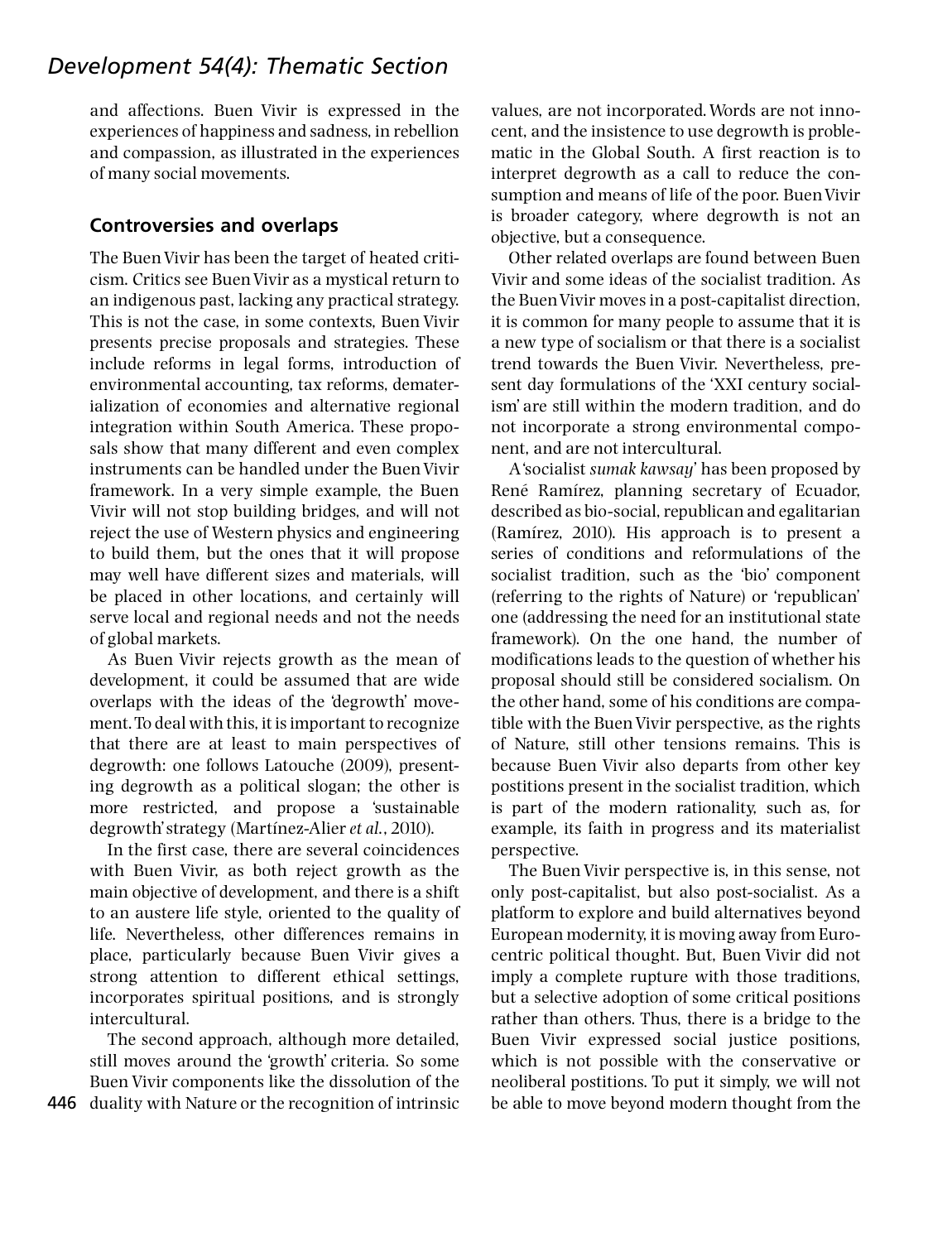and affections. Buen Vivir is expressed in the experiences of happiness and sadness, in rebellion and compassion, as illustrated in the experiences of many social movements.

## Controversies and overlaps

The Buen Vivir has been the target of heated criticism. Critics see Buen Vivir as a mystical return to an indigenous past, lacking any practical strategy. This is not the case, in some contexts, Buen Vivir presents precise proposals and strategies. These include reforms in legal forms, introduction of environmental accounting, tax reforms, dematerialization of economies and alternative regional integration within South America. These proposals show that many different and even complex instruments can be handled under the Buen Vivir framework. In a very simple example, the Buen Vivir will not stop building bridges, and will not reject the use of Western physics and engineering to build them, but the ones that it will propose may well have different sizes and materials, will be placed in other locations, and certainly will serve local and regional needs and not the needs of global markets.

As Buen Vivir rejects growth as the mean of development, it could be assumed that are wide overlaps with the ideas of the 'degrowth' movement. To deal with this, it is important to recognize that there are at least to main perspectives of degrowth: one follows Latouche (2009), presenting degrowth as a political slogan; the other is more restricted, and propose a 'sustainable degrowth' strategy (Martínez-Alier *et al.*, 2010).

In the first case, there are several coincidences with Buen Vivir, as both reject growth as the main objective of development, and there is a shift to an austere life style, oriented to the quality of life. Nevertheless, other differences remains in place, particularly because Buen Vivir gives a strong attention to different ethical settings, incorporates spiritual positions, and is strongly intercultural.

The second approach, although more detailed, still moves around the 'growth' criteria. So some Buen Vivir components like the dissolution of the duality with Nature or the recognition of intrinsic values, are not incorporated. Words are not innocent, and the insistence to use degrowth is problematic in the Global South. A first reaction is to interpret degrowth as a call to reduce the consumption and means of life of the poor. Buen Vivir is broader category, where degrowth is not an objective, but a consequence.

Other related overlaps are found between Buen Vivir and some ideas of the socialist tradition. As the Buen Vivir moves in a post-capitalist direction, it is common for many people to assume that it is a new type of socialism or that there is a socialist trend towards the Buen Vivir. Nevertheless, present day formulations of the 'XXI century socialism' are still within the modern tradition, and do not incorporate a strong environmental component, and are not intercultural.

A 'socialist *sumak kawsay*' has been proposed by René Ramírez, planning secretary of Ecuador, described as bio-social, republican and egalitarian (Ramírez, 2010). His approach is to present a series of conditions and reformulations of the socialist tradition, such as the 'bio' component (referring to the rights of Nature) or 'republican' one (addressing the need for an institutional state framework). On the one hand, the number of modifications leads to the question of whether his proposal should still be considered socialism. On the other hand, some of his conditions are compatible with the Buen Vivir perspective, as the rights of Nature, still other tensions remains. This is because Buen Vivir also departs from other key postitions present in the socialist tradition, which is part of the modern rationality, such as, for example, its faith in progress and its materialist perspective.

The Buen Vivir perspective is, in this sense, not only post-capitalist, but also post-socialist. As a platform to explore and build alternatives beyond European modernity, it is moving away from Eurocentric political thought. But, Buen Vivir did not imply a complete rupture with those traditions, but a selective adoption of some critical positions rather than others. Thus, there is a bridge to the Buen Vivir expressed social justice positions, which is not possible with the conservative or neoliberal postitions. To put it simply, we will not be able to move beyond modern thought from the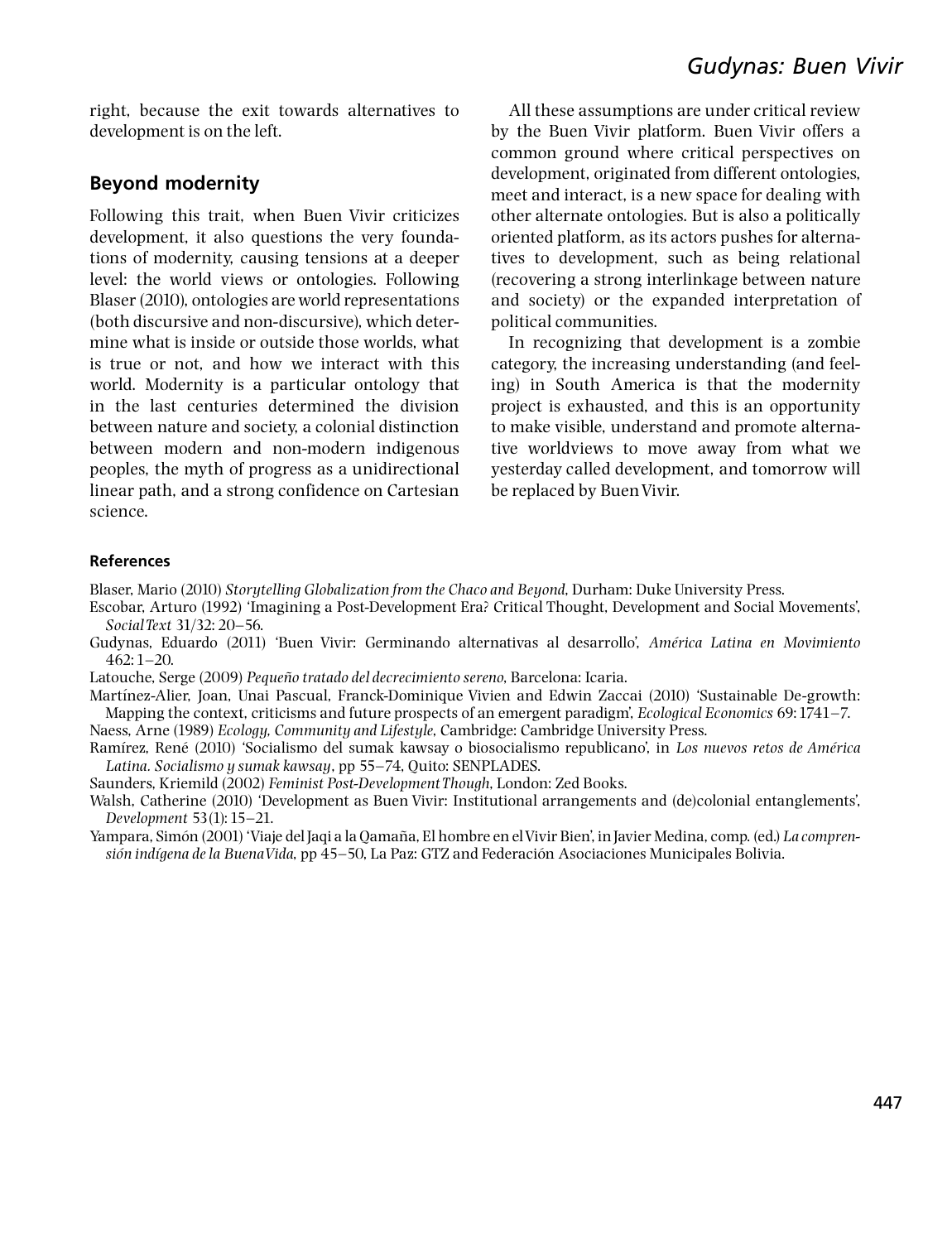right, because the exit towards alternatives to development is on the left.

## Beyond modernity

Following this trait, when Buen Vivir criticizes development, it also questions the very foundations of modernity, causing tensions at a deeper level: the world views or ontologies. Following Blaser (2010), ontologies are world representations (both discursive and non-discursive), which determine what is inside or outside those worlds, what is true or not, and how we interact with this world. Modernity is a particular ontology that in the last centuries determined the division between nature and society, a colonial distinction between modern and non-modern indigenous peoples, the myth of progress as a unidirectional linear path, and a strong confidence on Cartesian science.

All these assumptions are under critical review by the Buen Vivir platform. Buen Vivir offers a common ground where critical perspectives on development, originated from different ontologies, meet and interact, is a new space for dealing with other alternate ontologies. But is also a politically oriented platform, as its actors pushes for alternatives to development, such as being relational (recovering a strong interlinkage between nature and society) or the expanded interpretation of political communities.

In recognizing that development is a zombie category, the increasing understanding (and feeling) in South America is that the modernity project is exhausted, and this is an opportunity to make visible, understand and promote alternative worldviews to move away from what we yesterday called development, and tomorrow will be replaced by Buen Vivir.

### References

Blaser, Mario (2010) *Storytelling Globalization from the Chaco and Beyond*, Durham: Duke University Press.

Escobar, Arturo (1992) 'Imagining a Post-Development Era? Critical Thought, Development and Social Movements', *Social Text* 31/32: 20–56.

Gudynas, Eduardo (2011) 'Buen Vivir: Germinando alternativas al desarrollo', *América Latina en Movimiento* 462: 1–20.

Latouche, Serge (2009) *Pequeño tratado del decrecimiento sereno*, Barcelona: Icaria.

Martínez-Alier, Joan, Unai Pascual, Franck-Dominique Vivien and Edwin Zaccai (2010) 'Sustainable De-growth: Mapping the context, criticisms and future prospects of an emergent paradigm', *Ecological Economics* 69: 1741–7.

Naess, Arne (1989) *Ecology, Community and Lifestyle*, Cambridge: Cambridge University Press.

Ramírez, René (2010) 'Socialismo del sumak kawsay o biosocialismo republicano', in *Los nuevos retos de América Latina. Socialismo y sumak kawsay*, pp 55–74, Quito: SENPLADES.

Saunders, Kriemild (2002) *Feminist Post-Development Though*, London: Zed Books.

Walsh, Catherine (2010) 'Development as Buen Vivir: Institutional arrangements and (de)colonial entanglements', *Development* 53(1): 15–21.

Yampara, Simón (2001) 'Viaje del Jaqi a la Qamaña, El hombre en el Vivir Bien', in Javier Medina, comp. (ed.) *La comprensión indígena de la Buena Vida*, pp 45–50, La Paz: GTZ and Federación Asociaciones Municipales Bolivia.